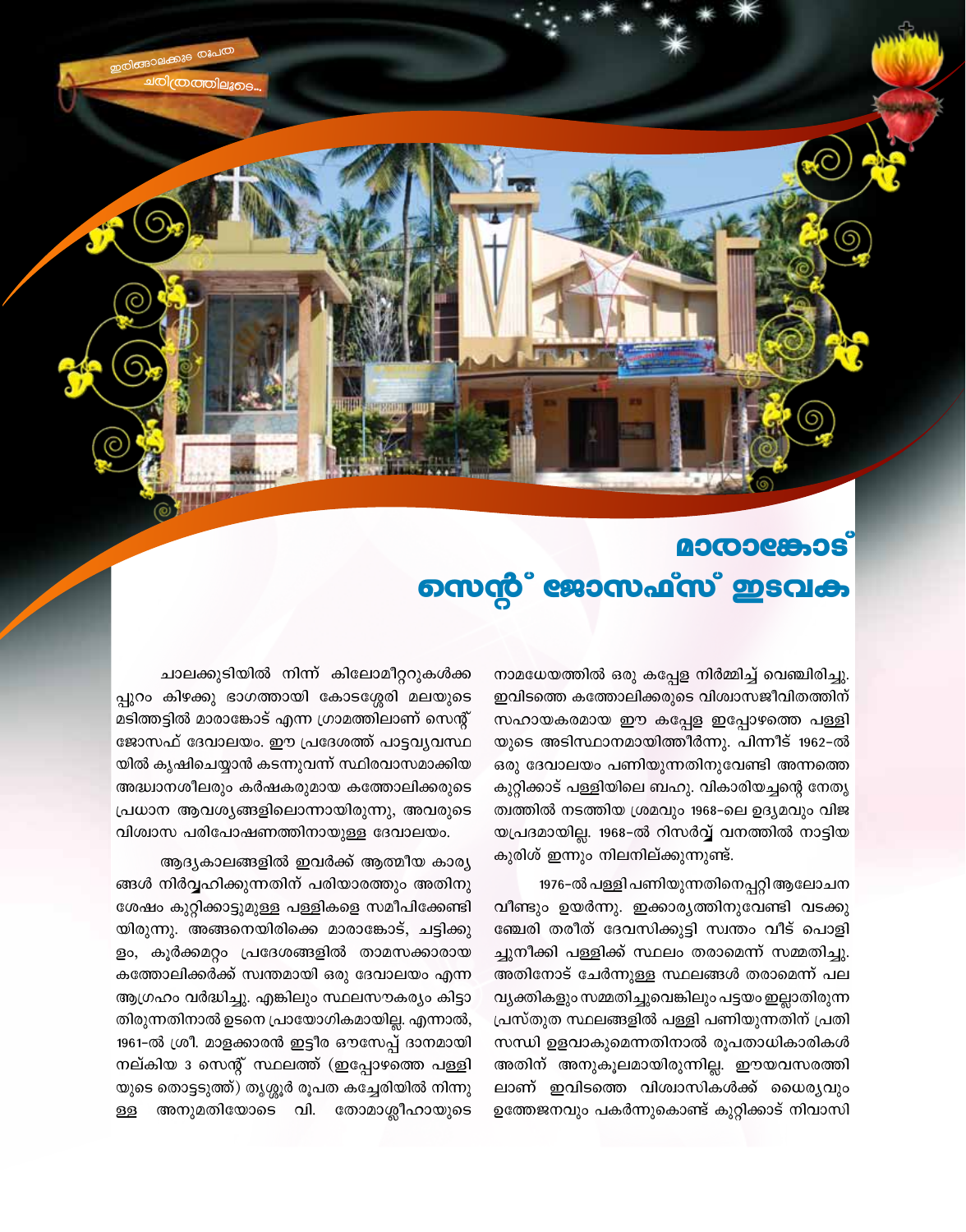# മാരാങ്കോട് സെന്റ് ജോസഫ്സ് ഇടവക

ചാലക്കുടിയിൽ നിന്ന് കിലോമീറ്ററുകൾക്കപ്പുറം കിഴക്കു ഭാഗത്തായി കോടശ്ശേരി മലയുടെ മടിത്തട്ടിൽ മാരാങ്കോട് എന്ന ഗ്രാമത്തിലാണ് സെന്റ് ജോസഫ് ദേവാലയം. ഈ പ്രദേശത്ത് പാട്ടവ്യവസ്ഥയിൽ കൃഷിചെയ്യാൻ കടന്നുവന്ന് സ്ഥിരവാസമാക്കിയ അദ്ധ്വാനശീലരും കർഷകരുമായ കത്തോലിക്കരുടെ പ്രധാന ആവശ്യങ്ങളിലൊന്നായിരുന്നു, അവരുടെ വിശ്വാസ പരിപോഷണത്തിനായുള്ള ദേവാലയം.

ആദ്യകാലങ്ങളിൽ ഇവർക്ക് ആത്മീയ കാര്യങ്ങൾ നിർവ്വഹിക്കുന്നതിന് പരിയാരത്തും അതിനു ശേഷം കുറ്റിക്കാട്ടുമുള്ള പള്ളികളെ സമീപിക്കേണ്ടിയിരുന്നു. അങ്ങനെയിരിക്കെ മാരാങ്കോട്, ചട്ടിക്കുളം, കൂർക്കമറ്റം പ്രദേശങ്ങളിൽ താമസക്കാരായ കത്തോലിക്കർക്ക് സ്വന്തമായി ഒരു ദേവാലയം എന്ന ആഗ്രഹം വർദ്ധിച്ചു. എങ്കിലും സ്ഥലസൗകര്യം കിട്ടാതിരുന്നതിനാൽ ഉടനെ പ്രായോഗികമായില്ല. എന്നാൽ, 1961-ൽ ശ്രീ. മാളക്കാരൻ ഇട്ടീര ഔസേപ്പ് ദാനമായി നല്കിയ 3 സെന്റ് സ്ഥലത്ത് (ഇപ്പോഴത്തെ പള്ളിയുടെ തൊട്ടടുത്ത്) തൃശ്ശൂർ രൂപത കച്ചേരിയിൽ നിന്നുള്ള അനുമതിയോടെ വി. തോമാശ്ലീഹായുടെ നാമധേയത്തിൽ ഒരു കപ്പേള നിർമ്മിച്ച് വെഞ്ചിരിച്ചു. ഇവിടത്തെ കത്തോലിക്കരുടെ വിശ്വാസജീവിതത്തിന് സഹായകരമായ ഈ കപ്പേള ഇപ്പോഴത്തെ പള്ളിയുടെ അടിസ്ഥാനമായിത്തീർന്നു. പിന്നീട് 1962-ൽ ഒരു ദേവാലയം പണിയുന്നതിനുവേണ്ടി അന്നത്തെ കുറ്റിക്കാട് പള്ളിയിലെ ബഹു. വികാരിയച്ചന്റെ നേതൃത്വത്തിൽ നടത്തിയ ശ്രമവും 1968-ലെ ഉദ്യമവും വിജയപ്രദമായില്ല. 1968-ൽ റിസർവ്വ് വനത്തിൽ നാട്ടിയ കുരിശ് ഇന്നും നിലനില്ക്കുന്നുണ്ട്.

1976-ൽ പള്ളി പണിയുന്നതിനെപ്പറ്റി ആലോചന വീണ്ടും ഉയർന്നു. ഇക്കാര്യത്തിനുവേണ്ടി വടക്കുഞ്ചേരി തരീത് ദേവസിക്കുട്ടി സ്വന്തം വീട് പൊളിച്ചുനീക്കി പള്ളിക്ക് സ്ഥലം തരാമെന്ന് സമ്മതിച്ചു. അതിനോട് ചേർന്നുള്ള സ്ഥലങ്ങൾ തരാമെന്ന് പല വ്യക്തികളും സമ്മതിച്ചുവെങ്കിലും പട്ടയം ഇല്ലാതിരുന്ന പ്രസ്തുത സ്ഥലങ്ങളിൽ പള്ളി പണിയുന്നതിന് പ്രതിസന്ധി ഉളവാകുമെന്നതിനാൽ രൂപതാധികാരികൾ അതിന് അനുകൂലമായിരുന്നില്ല. ഈയവസരത്തിലാണ് ഇവിടത്തെ വിശ്വാസികൾക്ക് ധൈര്യവും ഉത്തേജനവും പകർന്നുകൊണ്ട് കുറ്റിക്കാട് നിവാസി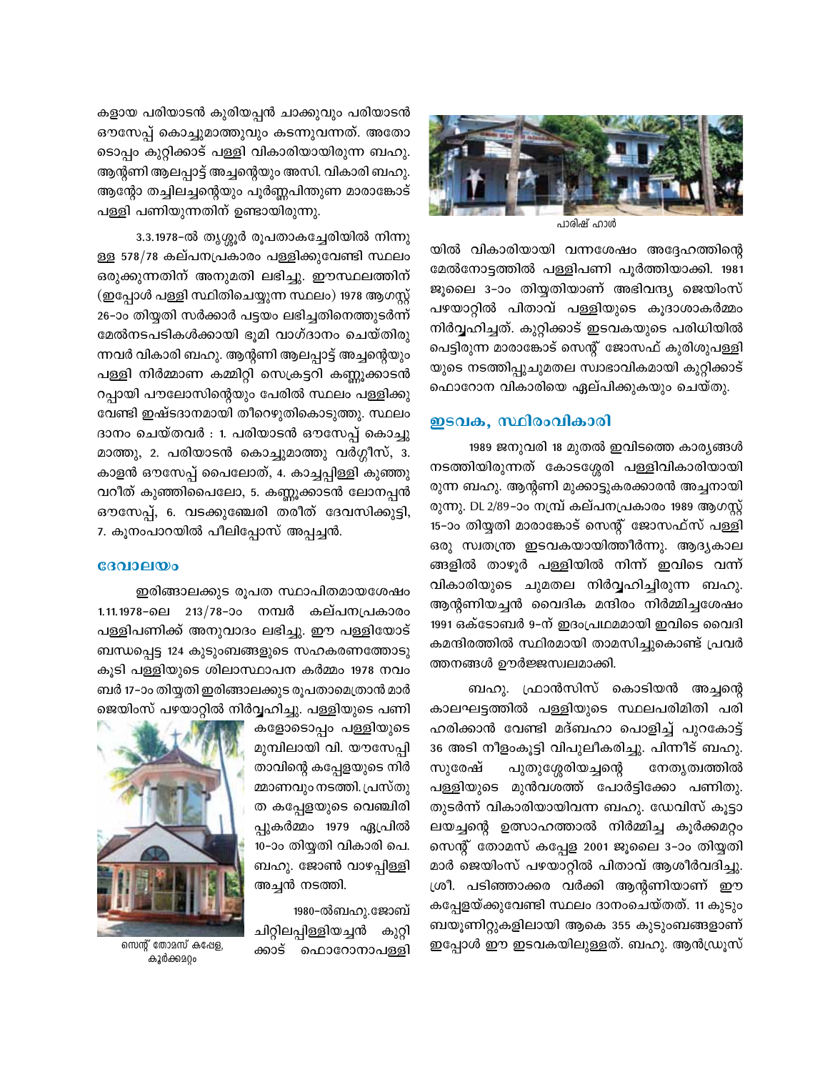കളായ പരിയാടൻ കുരിയപ്പൻ ചാക്കുവും പരിയാടൻ ഔസേപ്പ് കൊച്ചുമാത്തുവും കടന്നുവന്നത്. അതോടൊപ്പം കുറ്റിക്കാട് പള്ളി വികാരിയായിരുന്ന ബഹു. ആന്റണി ആലപ്പാട്ട് അച്ചന്റെയും അസി. വികാരി ബഹു. ആന്റോ തച്ചിലച്ചന്റെയും പൂർണ്ണപിന്തുണ മാരാങ്കോട് പള്ളി പണിയുന്നതിന് ഉണ്ടായിരുന്നു.

3.3.1978-ൽ തൃശ്ശൂർ രൂപതാകച്ചേരിയിൽ നിന്നുള്ള 578/78 കല്പനപ്രകാരം പള്ളിക്കുവേണ്ടി സ്ഥലം ഒരുക്കുന്നതിന് അനുമതി ലഭിച്ചു. ഈസ്ഥലത്തിന് (ഇപ്പോൾ പള്ളി സ്ഥിതിചെയ്യുന്ന സ്ഥലം) 1978 ആഗസ്റ്റ് 26-ാം തിയ്യതി സർക്കാർ പട്ടയം ലഭിച്ചതിനെത്തുടർന്ന് മേൽനടപടികൾക്കായി ഭൂമി വാഗ്ദാനം ചെയ്തിരുന്നവർ വികാരി ബഹു. ആന്റണി ആലപ്പാട്ട് അച്ചന്റെയും പള്ളി നിർമ്മാണ കമ്മിറ്റി സെക്രട്ടറി കണ്ണൂക്കാടൻ റപ്പായി പൗലോസിന്റെയും പേരിൽ സ്ഥലം പള്ളിക്കുവേണ്ടി ഇഷ്ടദാനമായി തീറെഴുതികൊടുത്തു. സ്ഥലം ദാനം ചെയ്തവർ : 1. പരിയാടൻ ഔസേപ്പ് കൊച്ചുമാത്തു, 2. പരിയാടൻ കൊച്ചുമാത്തു വർഗ്ഗീസ്, 3. കാളൻ ഔസേപ്പ് പൈലോത്, 4. കാച്ചപ്പിള്ളി കുഞ്ഞുവറീത് കുഞ്ഞിപൈലോ, 5. കണ്ണൂക്കാടൻ ലോനപ്പൻ ഔസേപ്പ്, 6. വടക്കുഞ്ചേരി തരീത് ദേവസിക്കുട്ടി, 7. കൂനംപാറയിൽ പീലിപ്പോസ് അപ്പച്ചൻ.

## ദേവാലയം

ഇരിങ്ങാലക്കുട രൂപത സ്ഥാപിതമായശേഷം 1.11.1978-ലെ 213/78-ാം നമ്പർ കല്പനപ്രകാരം പള്ളിപണിക്ക് അനുവാദം ലഭിച്ചു. ഈ പള്ളിയോട് ബന്ധപ്പെട്ട 124 കുടുംബങ്ങളുടെ സഹകരണത്തോടുകൂടി പള്ളിയുടെ ശിലാസ്ഥാപന കർമ്മം 1978 നവംബർ 17-ാം തിയ്യതി ഇരിങ്ങാലക്കുട രൂപതാമെത്രാൻ മാർ ജെയിംസ് പഴയാറ്റിൽ നിർവ്വഹിച്ചു. പള്ളിയുടെ പണികളോടൊപ്പം പള്ളിയുടെ മുമ്പിലായി വി. യൗസേപ്പിതാവിന്റെ കപ്പേളയുടെ നിർമ്മാണവും നടത്തി. പ്രസ്തുത കപ്പേളയുടെ വെഞ്ചിരിപ്പുകർമ്മം 1979 ഏപ്രിൽ 10-ാം തിയ്യതി വികാരി പെ. ബഹു. ജോൺ വാഴപ്പിള്ളി അച്ചൻ നടത്തി.

സെന്റ് തോമസ് കപ്പേള, കൂർക്കമറ്റം

1980-ൽബഹു.ജോബ് ചിറ്റിലപ്പിള്ളിയച്ചൻ കുറ്റിക്കാട് ഫൊറോനാപള്ളിയിൽ വികാരിയായി വന്നശേഷം അദ്ദേഹത്തിന്റെ മേൽനോട്ടത്തിൽ പള്ളിപണി പൂർത്തിയാക്കി. 1981 ജൂലൈ 3-ാം തിയ്യതിയാണ് അഭിവന്ദ്യ ജെയിംസ് പഴയാറ്റിൽ പിതാവ് പള്ളിയുടെ കൂദാശാകർമ്മം നിർവ്വഹിച്ചത്. കുറ്റിക്കാട് ഇടവകയുടെ പരിധിയിൽ പെട്ടിരുന്ന മാരാങ്കോട് സെന്റ് ജോസഫ് കുരിശുപള്ളിയുടെ നടത്തിപ്പുചുമതല സ്വാഭാവികമായി കുറ്റിക്കാട് ഫൊറോന വികാരിയെ ഏല്പിക്കുകയും ചെയ്തു.

പാരിഷ് ഹാൾ

## ഇടവക, സ്ഥിരംവികാരി

1989 ജനുവരി 18 മുതൽ ഇവിടത്തെ കാര്യങ്ങൾ നടത്തിയിരുന്നത് കോടശ്ശേരി പള്ളിവികാരിയായിരുന്ന ബഹു. ആന്റണി മുക്കാട്ടുകരക്കാരൻ അച്ചനായിരുന്നു. DL 2/89-ാം നമ്പ്ര് കല്പനപ്രകാരം 1989 ആഗസ്റ്റ് 15-ാം തിയ്യതി മാരാങ്കോട് സെന്റ് ജോസഫ്സ് പള്ളി ഒരു സ്വതന്ത്ര ഇടവകയായിത്തീർന്നു. ആദ്യകാലങ്ങളിൽ താഴൂർ പള്ളിയിൽ നിന്ന് ഇവിടെ വന്ന് വികാരിയുടെ ചുമതല നിർവ്വഹിച്ചിരുന്ന ബഹു. ആന്റണിയച്ചൻ വൈദിക മന്ദിരം നിർമ്മിച്ചശേഷം 1991 ഒക്ടോബർ 9-ന് ഇദംപ്രഥമമായി ഇവിടെ വൈദികമന്ദിരത്തിൽ സ്ഥിരമായി താമസിച്ചുകൊണ്ട് പ്രവർത്തനങ്ങൾ ഊർജ്ജസ്വലമാക്കി.

ബഹു. ഫ്രാൻസിസ് കൊടിയൻ അച്ചന്റെ കാലഘട്ടത്തിൽ പള്ളിയുടെ സ്ഥലപരിമിതി പരിഹരിക്കാൻ വേണ്ടി മദ്ബഹാ പൊളിച്ച് പുറകോട്ട് 36 അടി നീളംകൂട്ടി വിപുലീകരിച്ചു. പിന്നീട് ബഹു. സുരേഷ് പുതുശ്ശേരിയച്ചന്റെ നേതൃത്വത്തിൽ പള്ളിയുടെ മുൻവശത്ത് പോർട്ടിക്കോ പണിതു. തുടർന്ന് വികാരിയായിവന്ന ബഹു. ഡേവിസ് കൂട്ടാലയച്ചന്റെ ഉത്സാഹത്താൽ നിർമ്മിച്ച കൂർക്കമറ്റം സെന്റ് തോമസ് കപ്പേള 2001 ജൂലൈ 3-ാം തിയ്യതി മാർ ജെയിംസ് പഴയാറ്റിൽ പിതാവ് ആശീർവദിച്ചു. ശ്രീ. പടിഞ്ഞാക്കര വർക്കി ആന്റണിയാണ് ഈ കപ്പേളയ്ക്കുവേണ്ടി സ്ഥലം ദാനംചെയ്തത്. 11 കുടുംബയൂണിറ്റുകളിലായി ആകെ 355 കുടുംബങ്ങളാണ് ഇപ്പോൾ ഈ ഇടവകയിലുള്ളത്. ബഹു. ആൻഡ്രൂസ്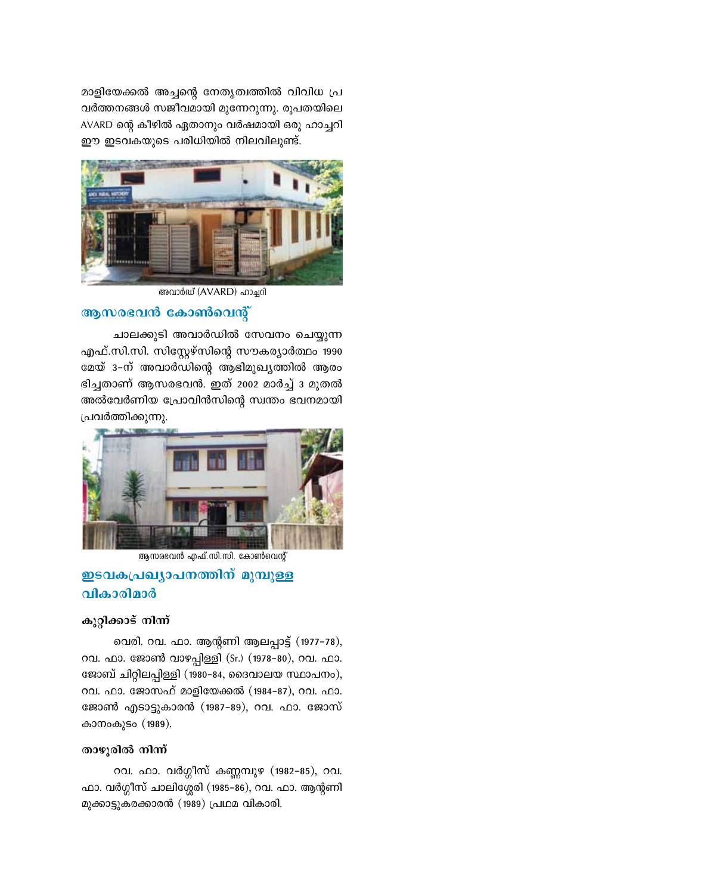മാളിയേക്കൽ അച്ചന്റെ നേതൃത്വത്തിൽ വിവിധ പ്രവർത്തനങ്ങൾ സജീവമായി മുന്നേറുന്നു. രൂപതയിലെ AVARD ന്റെ കീഴിൽ ഏതാനും വർഷമായി ഒരു ഹാച്ചറി ഈ ഇടവകയുടെ പരിധിയിൽ നിലവിലുണ്ട്.

അവാർഡ് (AVARD) ഹാച്ചറി

## ആസരഭവൻ കോൺവെന്റ്

ചാലക്കുടി അവാർഡിൽ സേവനം ചെയ്യുന്ന എഫ്.സി.സി. സിസ്റ്റേഴ്സിന്റെ സൗകര്യാർത്ഥം 1990 മേയ് 3-ന് അവാർഡിന്റെ ആഭിമുഖ്യത്തിൽ ആരംഭിച്ചതാണ് ആസരഭവൻ. ഇത് 2002 മാർച്ച് 3 മുതൽ അൽവേർണിയ പ്രോവിൻസിന്റെ സ്വന്തം ഭവനമായി പ്രവർത്തിക്കുന്നു.

ആസരഭവൻ എഫ്.സി.സി. കോൺവെന്റ്

## ഇടവകപ്രഖ്യാപനത്തിന് മുമ്പുള്ള വികാരിമാർ

### കുറ്റിക്കാട് നിന്ന്

വെരി. റവ. ഫാ. ആന്റണി ആലപ്പാട്ട് (1977-78), റവ. ഫാ. ജോൺ വാഴപ്പിള്ളി (Sr.) (1978-80), റവ. ഫാ. ജോബ് ചിറ്റിലപ്പിള്ളി (1980-84, ദൈവാലയ സ്ഥാപനം), റവ. ഫാ. ജോസഫ് മാളിയേക്കൽ (1984-87), റവ. ഫാ. ജോൺ എടാട്ടുകാരൻ (1987-89), റവ. ഫാ. ജോസ് കാനംകുടം (1989).

### താഴൂരിൽ നിന്ന്

റവ. ഫാ. വർഗ്ഗീസ് കണ്ണമ്പുഴ (1982-85), റവ. ഫാ. വർഗ്ഗീസ് ചാലിശ്ശേരി (1985-86), റവ. ഫാ. ആന്റണി മുക്കാട്ടുകരക്കാരൻ (1989) പ്രഥമ വികാരി.